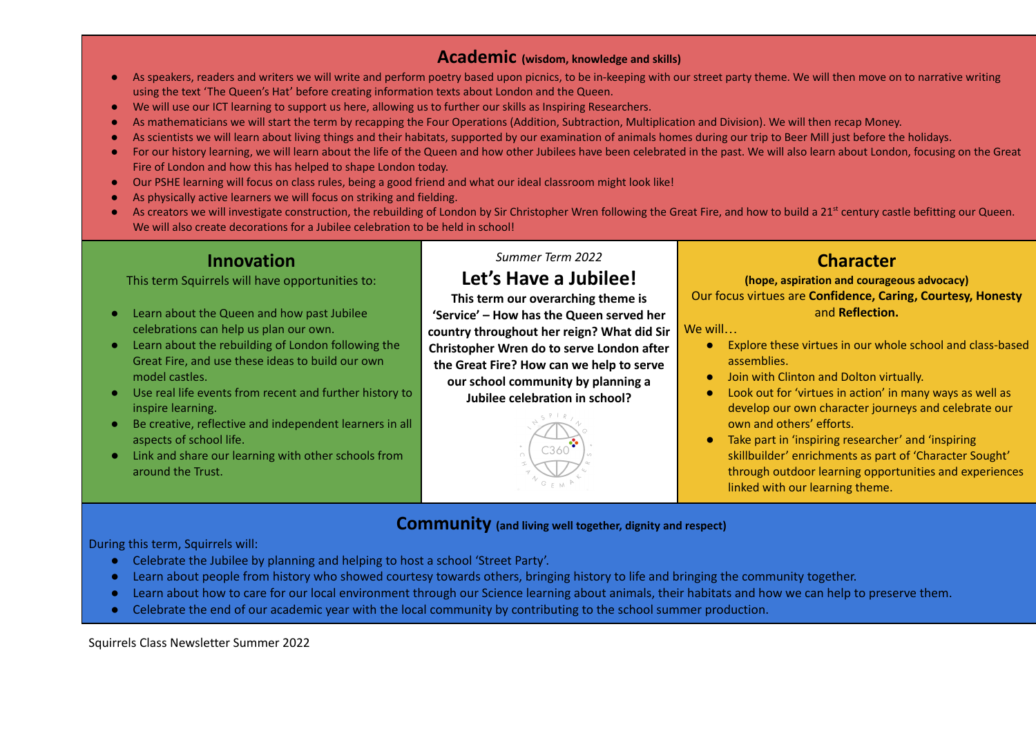## Academic (wisdom, knowledge and skills)

- As speakers, readers and writers we will write and perform poetry based upon picnics, to be in-keeping with our street party theme. We will then move on to narrative writing using the text 'The Queen's Hat' before creating information texts about London and the Queen.
- We will use our ICT learning to support us here, allowing us to further our skills as Inspiring Researchers.
- As mathematicians we will start the term by recapping the Four Operations (Addition, Subtraction, Multiplication and Division). We will then recap Money.
- As scientists we will learn about living things and their habitats, supported by our examination of animals homes during our trip to Beer Mill just before the holidays.
- For our history learning, we will learn about the life of the Queen and how other Jubilees have been celebrated in the past. We will also learn about London, focusing on the Great Fire of London and how this has helped to shape London today.
- Our PSHE learning will focus on class rules, being a good friend and what our ideal classroom might look like!
- As physically active learners we will focus on striking and fielding.
- As creators we will investigate construction, the rebuilding of London by Sir Christopher Wren following the Great Fire, and how to build a 21st century castle befitting our Queen. We will also create decorations for a Jubilee celebration to be held in school!

## Innovation

This term Squirrels will have opportunities to:

- Learn about the Queen and how past Jubilee celebrations can help us plan our own.
- Learn about the rebuilding of London following the Great Fire, and use these ideas to build our own model castles.
- Use real life events from recent and further history to inspire learning.
- Be creative, reflective and independent learners in all aspects of school life.
- Link and share our learning with other schools from around the Trust.

*Summer Term 2022*

## Let's Have a Jubilee!

**This term our overarching theme is 'Service' – How has the Queen served her country throughout her reign? What did Sir Christopher Wren do to serve London after the Great Fire? How can we help to serve our school community by planning a Jubilee celebration in school?**

## Character

**(hope, aspiration and courageous advocacy)**

Our focus virtues are **Confidence, Caring, Courtesy, Honesty** and **Reflection.**

We will…

- Explore these virtues in our whole school and class-based assemblies.
- Join with Clinton and Dolton virtually.
- Look out for 'virtues in action' in many ways as well as develop our own character journeys and celebrate our own and others' efforts.
- Take part in 'inspiring researcher' and 'inspiring skillbuilder' enrichments as part of 'Character Sought' through outdoor learning opportunities and experiences linked with our learning theme.

## Community (and living well together, dignity and respect)

During this term, Squirrels will:

- Celebrate the Jubilee by planning and helping to host a school 'Street Party'.
- Learn about people from history who showed courtesy towards others, bringing history to life and bringing the community together.
- Learn about how to care for our local environment through our Science learning about animals, their habitats and how we can help to preserve them.
- Celebrate the end of our academic year with the local community by contributing to the school summer production.

Squirrels Class Newsletter Summer 2022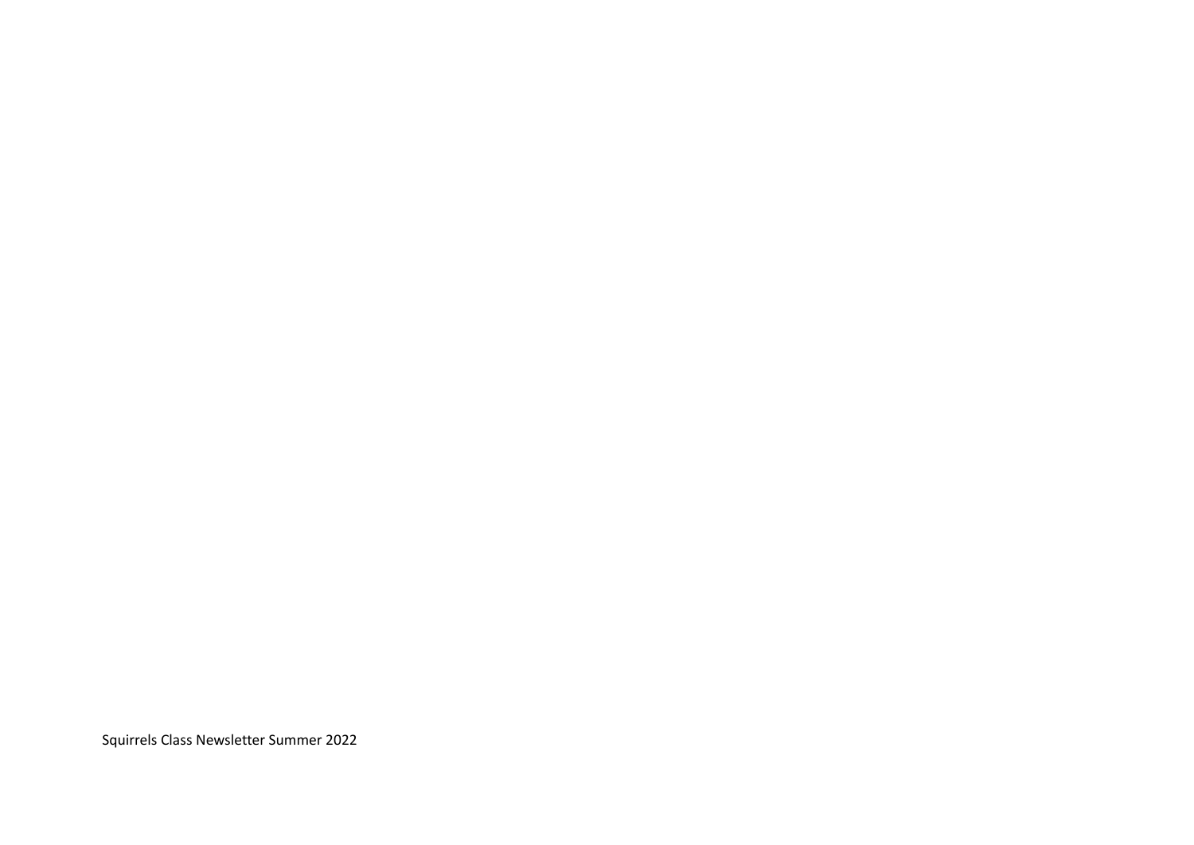Squirrels Class Newsletter Summer 2022